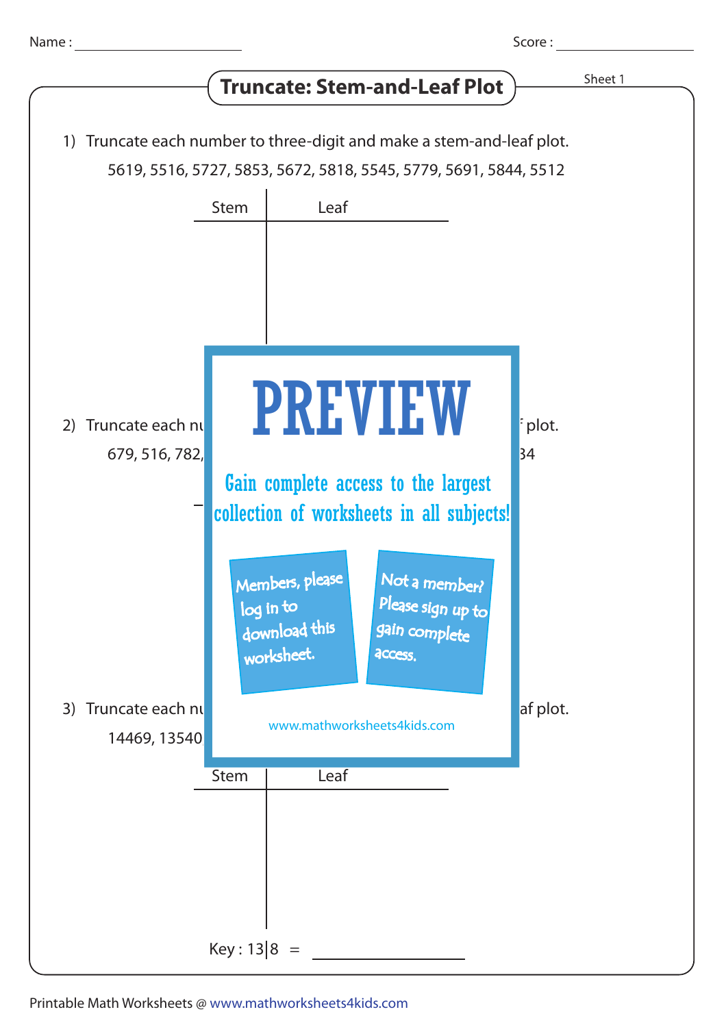Name : ____________________ Score : ____________________

# Truncate: Stem-and-Leaf Plot

Sheet 1

1) Truncate each number to three-digit and make a stem-and-leaf plot.

5619, 5516, 5727, 5853, 5672, 5818, 5545, 5779, 5691, 5844, 5512

| Stem | Leaf |
|---|---|
| | |

PREVIEW

Gain complete access to the largest collection of worksheets in all subjects!

Members, please log in to download this worksheet.

Not a member? Please sign up to gain complete access.

www.mathworksheets4kids.com

2) Truncate each nu... plot.

679, 516, 782, ... 34

3) Truncate each nu... af plot.

14469, 13540...

| Stem | Leaf |
|---|---|
| | |

Key : 13|8 = ____________________

Printable Math Worksheets @ www.mathworksheets4kids.com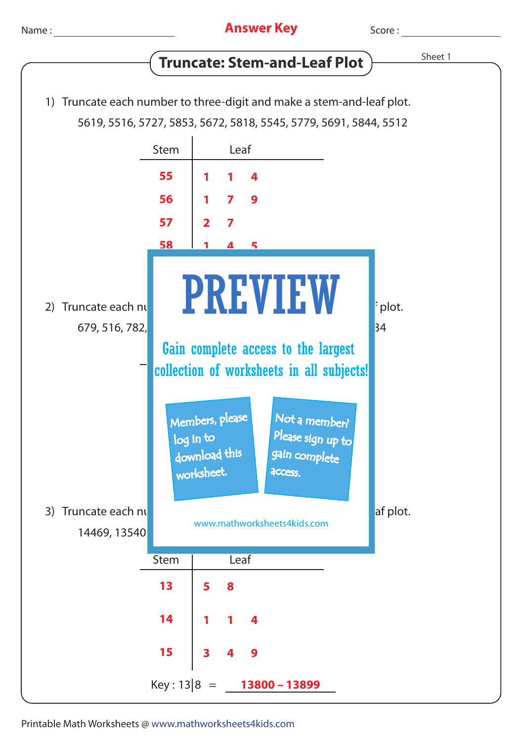Name : ____________ **Answer Key** Score : ____________

# Truncate: Stem-and-Leaf Plot

Sheet 1

1) Truncate each number to three-digit and make a stem-and-leaf plot.

5619, 5516, 5727, 5853, 5672, 5818, 5545, 5779, 5691, 5844, 5512

| Stem | Leaf |
|---|---|
| 55 | 1 1 4 |
| 56 | 1 7 9 |
| 57 | 2 7 |
| 58 | 1 4 5 |

PREVIEW

Gain complete access to the largest collection of worksheets in all subjects!

Members, please log in to download this worksheet.

Not a member? Please sign up to gain complete access.

www.mathworksheets4kids.com

2) Truncate each nu... plot.

679, 516, 782, ...34

3) Truncate each nu... af plot.

14469, 13540...

| Stem | Leaf |
|---|---|
| 13 | 5 8 |
| 14 | 1 1 4 |
| 15 | 3 4 9 |

Key : 13|8 = **13800 – 13899**

Printable Math Worksheets @ www.mathworksheets4kids.com